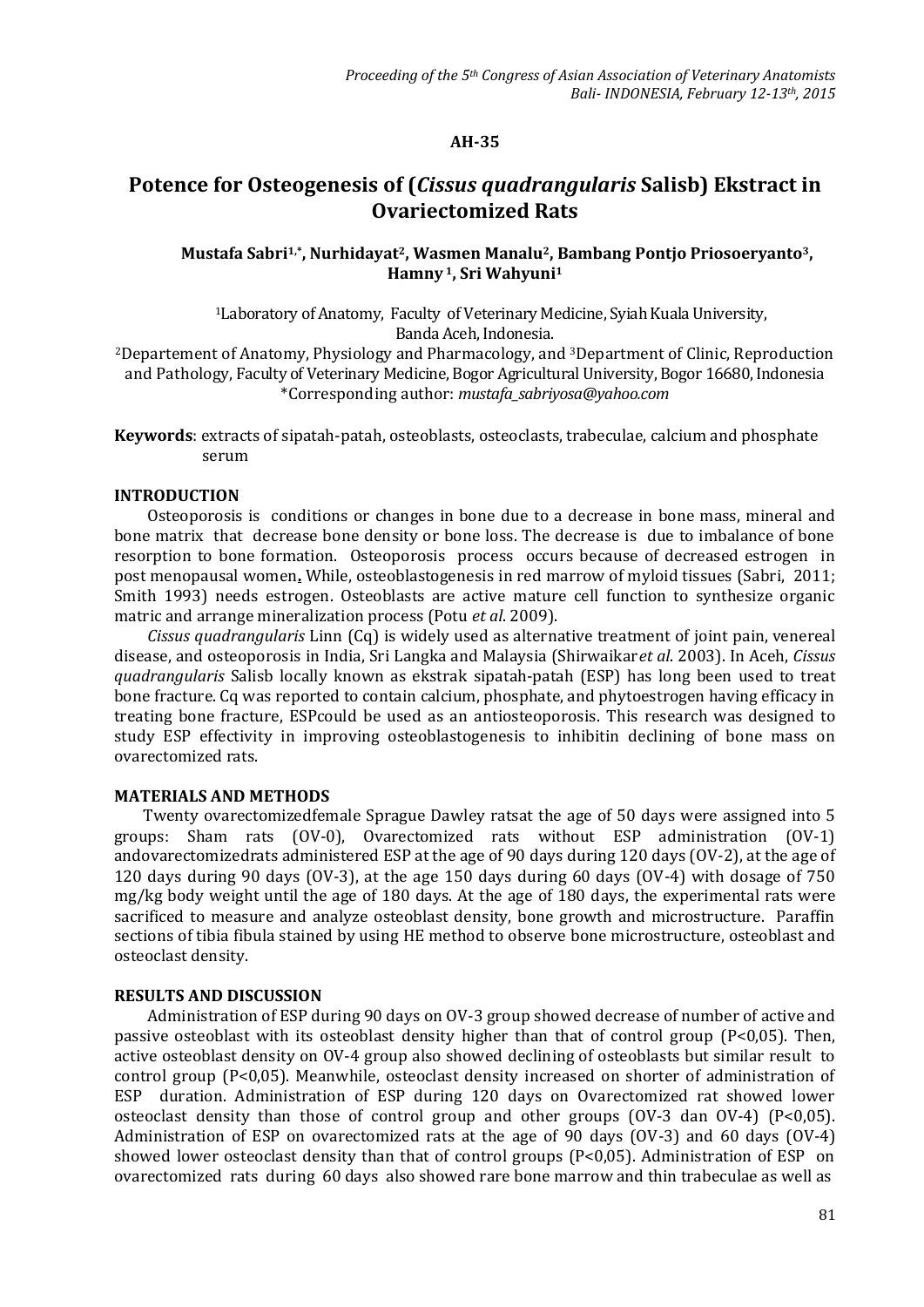**AH-35**

# Potence for Osteogenesis of (*Cissus quadrangularis* Salisb) Ekstract in Ovariectomized Rats

**Mustafa Sabri[1,*], Nurhidayat[2], Wasmen Manalu[2], Bambang Pontjo Priosoeryanto[3], Hamny [1], Sri Wahyuni[1]**

[1]Laboratory of Anatomy, Faculty of Veterinary Medicine, Syiah Kuala University, Banda Aceh, Indonesia.
[2]Departement of Anatomy, Physiology and Pharmacology, and [3]Department of Clinic, Reproduction and Pathology, Faculty of Veterinary Medicine, Bogor Agricultural University, Bogor 16680, Indonesia
*Corresponding author: *mustafa_sabriyosa@yahoo.com*

**Keywords**: extracts of sipatah-patah, osteoblasts, osteoclasts, trabeculae, calcium and phosphate serum

## INTRODUCTION

Osteoporosis is conditions or changes in bone due to a decrease in bone mass, mineral and bone matrix that decrease bone density or bone loss. The decrease is due to imbalance of bone resorption to bone formation. Osteoporosis process occurs because of decreased estrogen in post menopausal women**.** While, osteoblastogenesis in red marrow of myloid tissues (Sabri, 2011; Smith 1993) needs estrogen. Osteoblasts are active mature cell function to synthesize organic matric and arrange mineralization process (Potu *et al*. 2009).

*Cissus quadrangularis* Linn (Cq) is widely used as alternative treatment of joint pain, venereal disease, and osteoporosis in India, Sri Langka and Malaysia (Shirwaikar*et al*. 2003). In Aceh, *Cissus quadrangularis* Salisb locally known as ekstrak sipatah-patah (ESP) has long been used to treat bone fracture. Cq was reported to contain calcium, phosphate, and phytoestrogen having efficacy in treating bone fracture, ESPcould be used as an antiosteoporosis. This research was designed to study ESP effectivity in improving osteoblastogenesis to inhibitin declining of bone mass on ovarectomized rats.

## MATERIALS AND METHODS

Twenty ovarectomizedfemale Sprague Dawley ratsat the age of 50 days were assigned into 5 groups: Sham rats (OV-0), Ovarectomized rats without ESP administration (OV-1) andovarectomizedrats administered ESP at the age of 90 days during 120 days (OV-2), at the age of 120 days during 90 days (OV-3), at the age 150 days during 60 days (OV-4) with dosage of 750 mg/kg body weight until the age of 180 days. At the age of 180 days, the experimental rats were sacrificed to measure and analyze osteoblast density, bone growth and microstructure. Paraffin sections of tibia fibula stained by using HE method to observe bone microstructure, osteoblast and osteoclast density.

## RESULTS AND DISCUSSION

Administration of ESP during 90 days on OV-3 group showed decrease of number of active and passive osteoblast with its osteoblast density higher than that of control group (P<0,05). Then, active osteoblast density on OV-4 group also showed declining of osteoblasts but similar result to control group (P<0,05). Meanwhile, osteoclast density increased on shorter of administration of ESP duration. Administration of ESP during 120 days on Ovarectomized rat showed lower osteoclast density than those of control group and other groups (OV-3 dan OV-4) (P<0,05). Administration of ESP on ovarectomized rats at the age of 90 days (OV-3) and 60 days (OV-4) showed lower osteoclast density than that of control groups (P<0,05). Administration of ESP on ovarectomized rats during 60 days also showed rare bone marrow and thin trabeculae as well as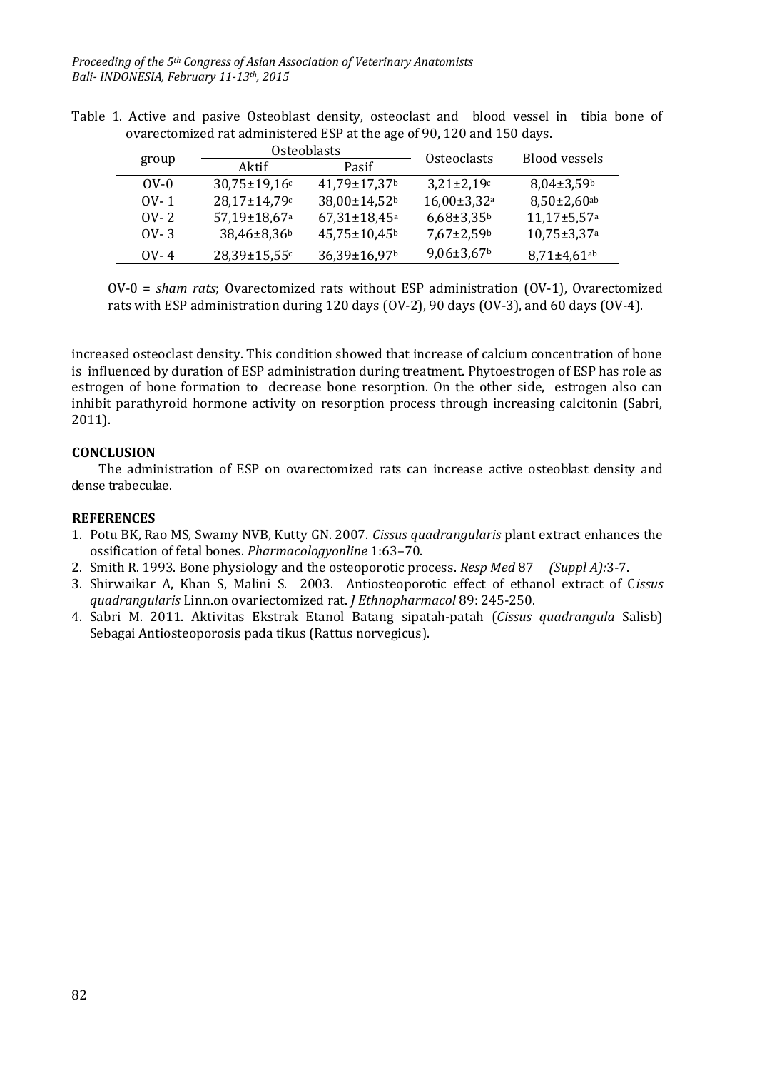Table 1. Active and pasive Osteoblast density, osteoclast and blood vessel in tibia bone of ovarectomized rat administered ESP at the age of 90, 120 and 150 days.

| group | Osteoblasts | | Osteoclasts | Blood vessels |
|---|---|---|---|---|
| | Aktif | Pasif | | |
| OV-0 | 30,75±19,16[c] | 41,79±17,37[b] | 3,21±2,19[c] | 8,04±3,59[b] |
| OV- 1 | 28,17±14,79[c] | 38,00±14,52[b] | 16,00±3,32[a] | 8,50±2,60[ab] |
| OV- 2 | 57,19±18,67[a] | 67,31±18,45[a] | 6,68±3,35[b] | 11,17±5,57[a] |
| OV- 3 | 38,46±8,36[b] | 45,75±10,45[b] | 7,67±2,59[b] | 10,75±3,37[a] |
| OV- 4 | 28,39±15,55[c] | 36,39±16,97[b] | 9,06±3,67[b] | 8,71±4,61[ab] |

OV-0 = *sham rats*; Ovarectomized rats without ESP administration (OV-1), Ovarectomized rats with ESP administration during 120 days (OV-2), 90 days (OV-3), and 60 days (OV-4).

increased osteoclast density. This condition showed that increase of calcium concentration of bone is influenced by duration of ESP administration during treatment. Phytoestrogen of ESP has role as estrogen of bone formation to decrease bone resorption. On the other side, estrogen also can inhibit parathyroid hormone activity on resorption process through increasing calcitonin (Sabri, 2011).

**CONCLUSION**

The administration of ESP on ovarectomized rats can increase active osteoblast density and dense trabeculae.

**REFERENCES**

1. Potu BK, Rao MS, Swamy NVB, Kutty GN. 2007. *Cissus quadrangularis* plant extract enhances the ossification of fetal bones. *Pharmacologyonline* 1:63–70.
2. Smith R. 1993. Bone physiology and the osteoporotic process. *Resp Med* 87 *(Suppl A):*3-7.
3. Shirwaikar A, Khan S, Malini S. 2003. Antiosteoporotic effect of ethanol extract of C*issus quadrangularis* Linn.on ovariectomized rat. *J Ethnopharmacol* 89: 245-250.
4. Sabri M. 2011. Aktivitas Ekstrak Etanol Batang sipatah-patah (*Cissus quadrangula* Salisb) Sebagai Antiosteoporosis pada tikus (Rattus norvegicus).